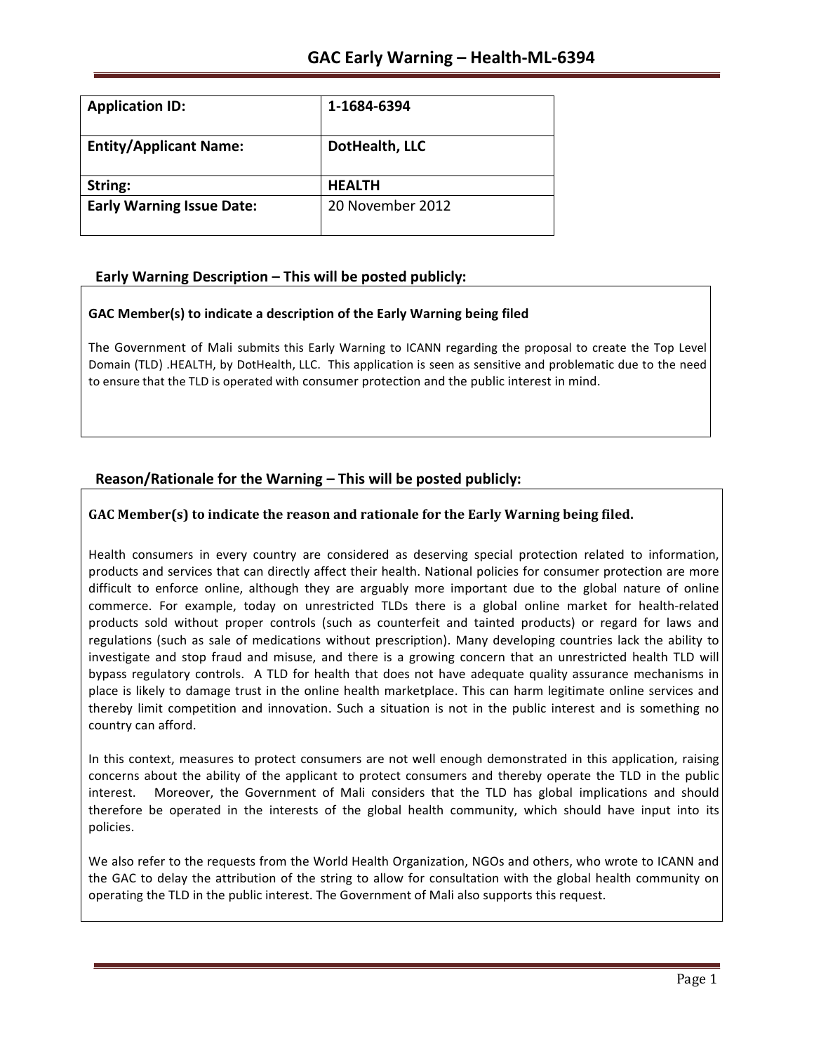# GAC Early Warning – Health-ML-6394

| Application ID: | 1-1684-6394 |
|---|---|
| Entity/Applicant Name: | DotHealth, LLC |
| String: | HEALTH |
| Early Warning Issue Date: | 20 November 2012 |

## Early Warning Description – This will be posted publicly:

**GAC Member(s) to indicate a description of the Early Warning being filed**

The Government of Mali submits this Early Warning to ICANN regarding the proposal to create the Top Level Domain (TLD) .HEALTH, by DotHealth, LLC. This application is seen as sensitive and problematic due to the need to ensure that the TLD is operated with consumer protection and the public interest in mind.

## Reason/Rationale for the Warning – This will be posted publicly:

**GAC Member(s) to indicate the reason and rationale for the Early Warning being filed.**

Health consumers in every country are considered as deserving special protection related to information, products and services that can directly affect their health. National policies for consumer protection are more difficult to enforce online, although they are arguably more important due to the global nature of online commerce. For example, today on unrestricted TLDs there is a global online market for health-related products sold without proper controls (such as counterfeit and tainted products) or regard for laws and regulations (such as sale of medications without prescription). Many developing countries lack the ability to investigate and stop fraud and misuse, and there is a growing concern that an unrestricted health TLD will bypass regulatory controls. A TLD for health that does not have adequate quality assurance mechanisms in place is likely to damage trust in the online health marketplace. This can harm legitimate online services and thereby limit competition and innovation. Such a situation is not in the public interest and is something no country can afford.

In this context, measures to protect consumers are not well enough demonstrated in this application, raising concerns about the ability of the applicant to protect consumers and thereby operate the TLD in the public interest. Moreover, the Government of Mali considers that the TLD has global implications and should therefore be operated in the interests of the global health community, which should have input into its policies.

We also refer to the requests from the World Health Organization, NGOs and others, who wrote to ICANN and the GAC to delay the attribution of the string to allow for consultation with the global health community on operating the TLD in the public interest. The Government of Mali also supports this request.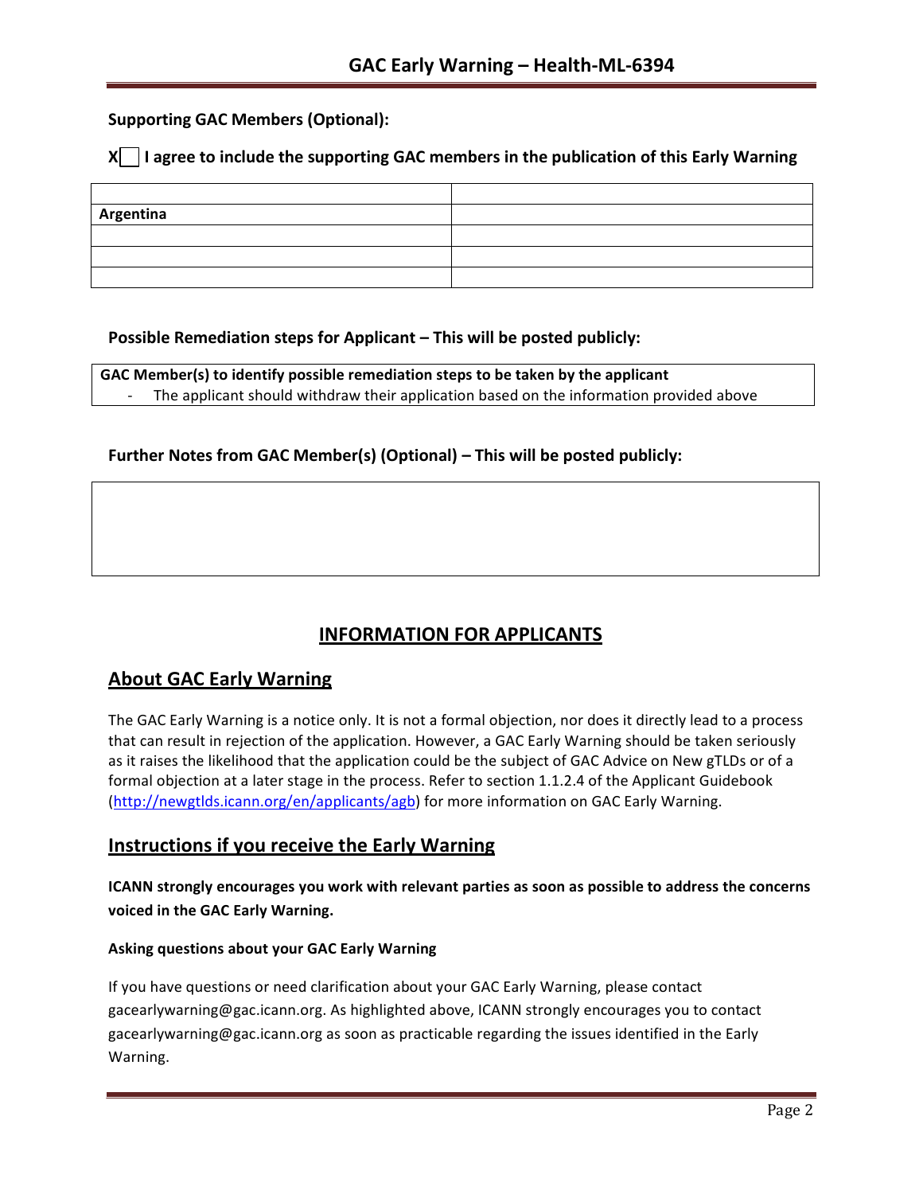**Supporting GAC Members (Optional):**

**X☐ I agree to include the supporting GAC members in the publication of this Early Warning**

| | |
|---|---|
| **Argentina** | |
| | |
| | |
| | |

**Possible Remediation steps for Applicant – This will be posted publicly:**

| **GAC Member(s) to identify possible remediation steps to be taken by the applicant** |
|---|
| - The applicant should withdraw their application based on the information provided above |

**Further Notes from GAC Member(s) (Optional) – This will be posted publicly:**

| |
|---|
| |

## INFORMATION FOR APPLICANTS

## About GAC Early Warning

The GAC Early Warning is a notice only. It is not a formal objection, nor does it directly lead to a process that can result in rejection of the application. However, a GAC Early Warning should be taken seriously as it raises the likelihood that the application could be the subject of GAC Advice on New gTLDs or of a formal objection at a later stage in the process. Refer to section 1.1.2.4 of the Applicant Guidebook (http://newgtlds.icann.org/en/applicants/agb) for more information on GAC Early Warning.

## Instructions if you receive the Early Warning

**ICANN strongly encourages you work with relevant parties as soon as possible to address the concerns voiced in the GAC Early Warning.**

**Asking questions about your GAC Early Warning**

If you have questions or need clarification about your GAC Early Warning, please contact gacearlywarning@gac.icann.org. As highlighted above, ICANN strongly encourages you to contact gacearlywarning@gac.icann.org as soon as practicable regarding the issues identified in the Early Warning.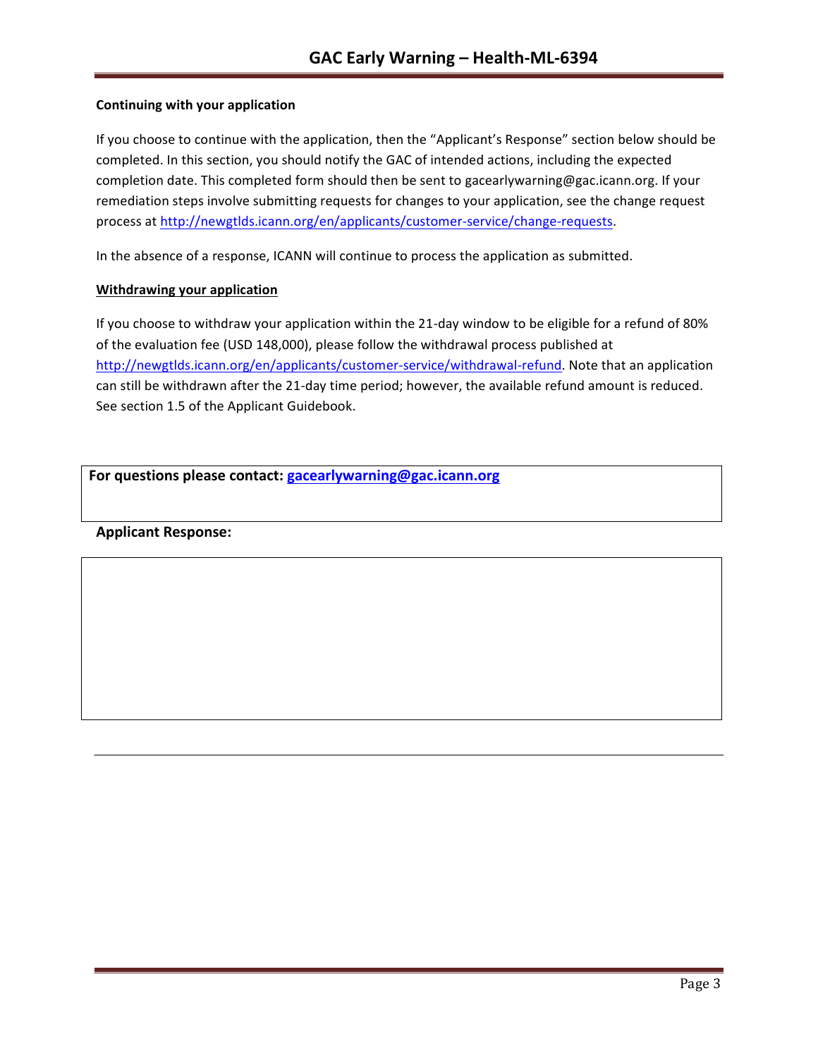**Continuing with your application**

If you choose to continue with the application, then the "Applicant's Response" section below should be completed. In this section, you should notify the GAC of intended actions, including the expected completion date. This completed form should then be sent to gacearlywarning@gac.icann.org. If your remediation steps involve submitting requests for changes to your application, see the change request process at http://newgtlds.icann.org/en/applicants/customer-service/change-requests.

In the absence of a response, ICANN will continue to process the application as submitted.

**Withdrawing your application**

If you choose to withdraw your application within the 21-day window to be eligible for a refund of 80% of the evaluation fee (USD 148,000), please follow the withdrawal process published at http://newgtlds.icann.org/en/applicants/customer-service/withdrawal-refund. Note that an application can still be withdrawn after the 21-day time period; however, the available refund amount is reduced. See section 1.5 of the Applicant Guidebook.

**For questions please contact: gacearlywarning@gac.icann.org**

**Applicant Response:**